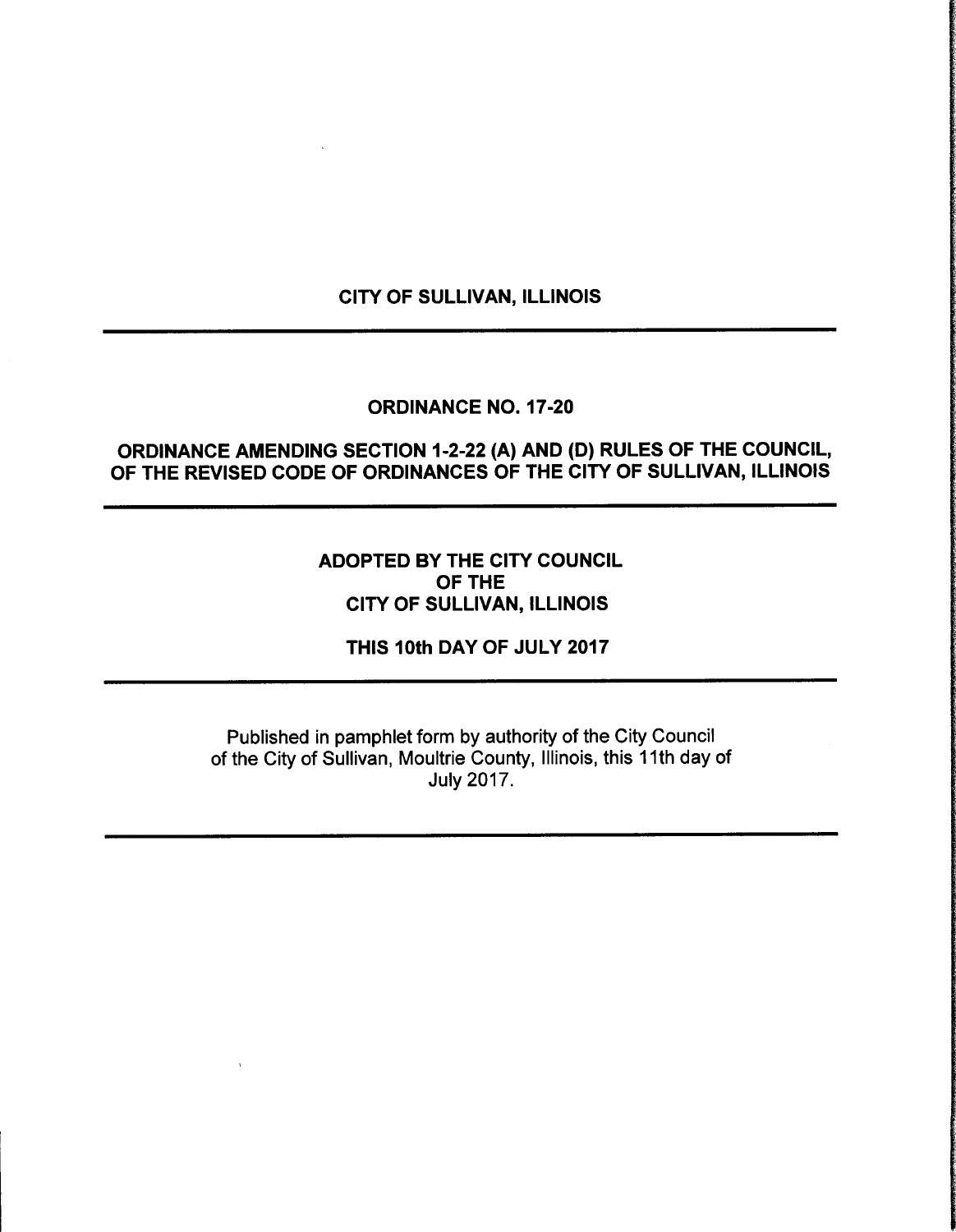# CITY OF SULLIVAN, ILLINOIS

---

## ORDINANCE NO. 17-20

## ORDINANCE AMENDING SECTION 1-2-22 (A) AND (D) RULES OF THE COUNCIL, OF THE REVISED CODE OF ORDINANCES OF THE CITY OF SULLIVAN, ILLINOIS

---

**ADOPTED BY THE CITY COUNCIL**
**OF THE**
**CITY OF SULLIVAN, ILLINOIS**

**THIS 10th DAY OF JULY 2017**

---

Published in pamphlet form by authority of the City Council of the City of Sullivan, Moultrie County, Illinois, this 11th day of July 2017.

---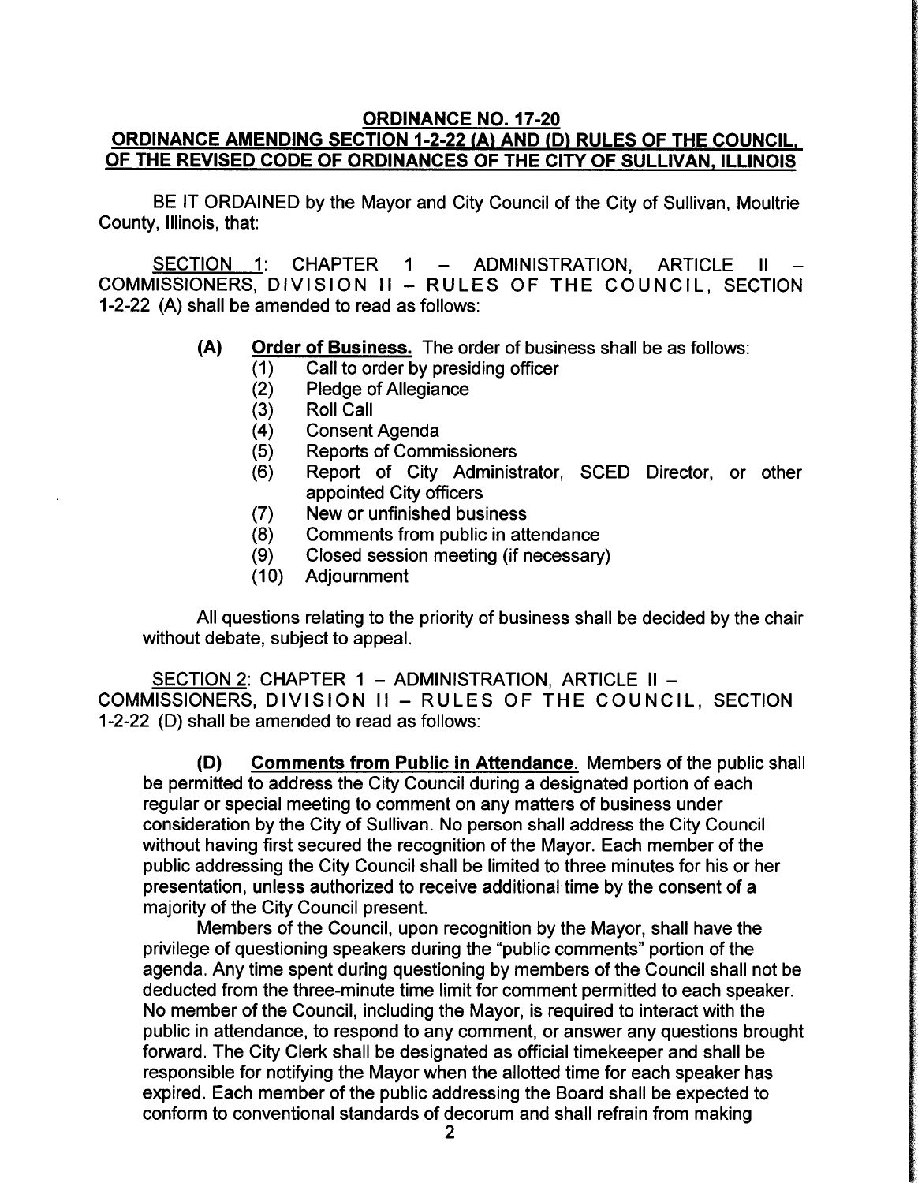**ORDINANCE NO. 17-20**

**ORDINANCE AMENDING SECTION 1-2-22 (A) AND (D) RULES OF THE COUNCIL, OF THE REVISED CODE OF ORDINANCES OF THE CITY OF SULLIVAN, ILLINOIS**

BE IT ORDAINED by the Mayor and City Council of the City of Sullivan, Moultrie County, Illinois, that:

SECTION 1: CHAPTER 1 – ADMINISTRATION, ARTICLE II – COMMISSIONERS, DIVISION II – RULES OF THE COUNCIL, SECTION 1-2-22 (A) shall be amended to read as follows:

**(A) Order of Business.** The order of business shall be as follows:

(1) Call to order by presiding officer
(2) Pledge of Allegiance
(3) Roll Call
(4) Consent Agenda
(5) Reports of Commissioners
(6) Report of City Administrator, SCED Director, or other appointed City officers
(7) New or unfinished business
(8) Comments from public in attendance
(9) Closed session meeting (if necessary)
(10) Adjournment

All questions relating to the priority of business shall be decided by the chair without debate, subject to appeal.

SECTION 2: CHAPTER 1 – ADMINISTRATION, ARTICLE II – COMMISSIONERS, DIVISION II – RULES OF THE COUNCIL, SECTION 1-2-22 (D) shall be amended to read as follows:

**(D) Comments from Public in Attendance.** Members of the public shall be permitted to address the City Council during a designated portion of each regular or special meeting to comment on any matters of business under consideration by the City of Sullivan. No person shall address the City Council without having first secured the recognition of the Mayor. Each member of the public addressing the City Council shall be limited to three minutes for his or her presentation, unless authorized to receive additional time by the consent of a majority of the City Council present.

Members of the Council, upon recognition by the Mayor, shall have the privilege of questioning speakers during the "public comments" portion of the agenda. Any time spent during questioning by members of the Council shall not be deducted from the three-minute time limit for comment permitted to each speaker. No member of the Council, including the Mayor, is required to interact with the public in attendance, to respond to any comment, or answer any questions brought forward. The City Clerk shall be designated as official timekeeper and shall be responsible for notifying the Mayor when the allotted time for each speaker has expired. Each member of the public addressing the Board shall be expected to conform to conventional standards of decorum and shall refrain from making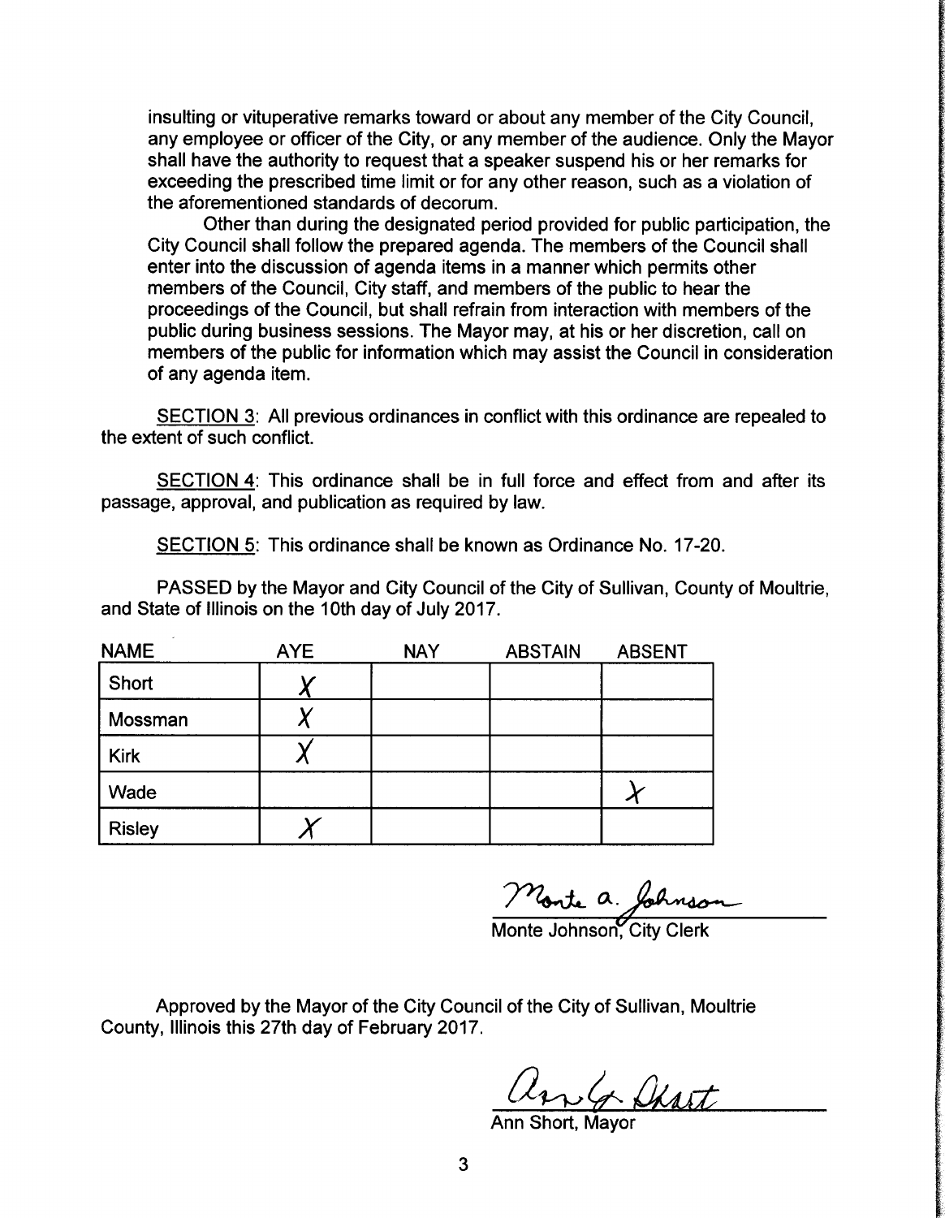insulting or vituperative remarks toward or about any member of the City Council, any employee or officer of the City, or any member of the audience. Only the Mayor shall have the authority to request that a speaker suspend his or her remarks for exceeding the prescribed time limit or for any other reason, such as a violation of the aforementioned standards of decorum.

Other than during the designated period provided for public participation, the City Council shall follow the prepared agenda. The members of the Council shall enter into the discussion of agenda items in a manner which permits other members of the Council, City staff, and members of the public to hear the proceedings of the Council, but shall refrain from interaction with members of the public during business sessions. The Mayor may, at his or her discretion, call on members of the public for information which may assist the Council in consideration of any agenda item.

SECTION 3: All previous ordinances in conflict with this ordinance are repealed to the extent of such conflict.

SECTION 4: This ordinance shall be in full force and effect from and after its passage, approval, and publication as required by law.

SECTION 5: This ordinance shall be known as Ordinance No. 17-20.

PASSED by the Mayor and City Council of the City of Sullivan, County of Moultrie, and State of Illinois on the 10th day of July 2017.

| NAME | AYE | NAY | ABSTAIN | ABSENT |
|---|---|---|---|---|
| Short | X | | | |
| Mossman | X | | | |
| Kirk | X | | | |
| Wade | | | | X |
| Risley | X | | | |

Monte a. Johnson

Monte Johnson, City Clerk

Approved by the Mayor of the City Council of the City of Sullivan, Moultrie County, Illinois this 27th day of February 2017.

Ann G. Short

Ann Short, Mayor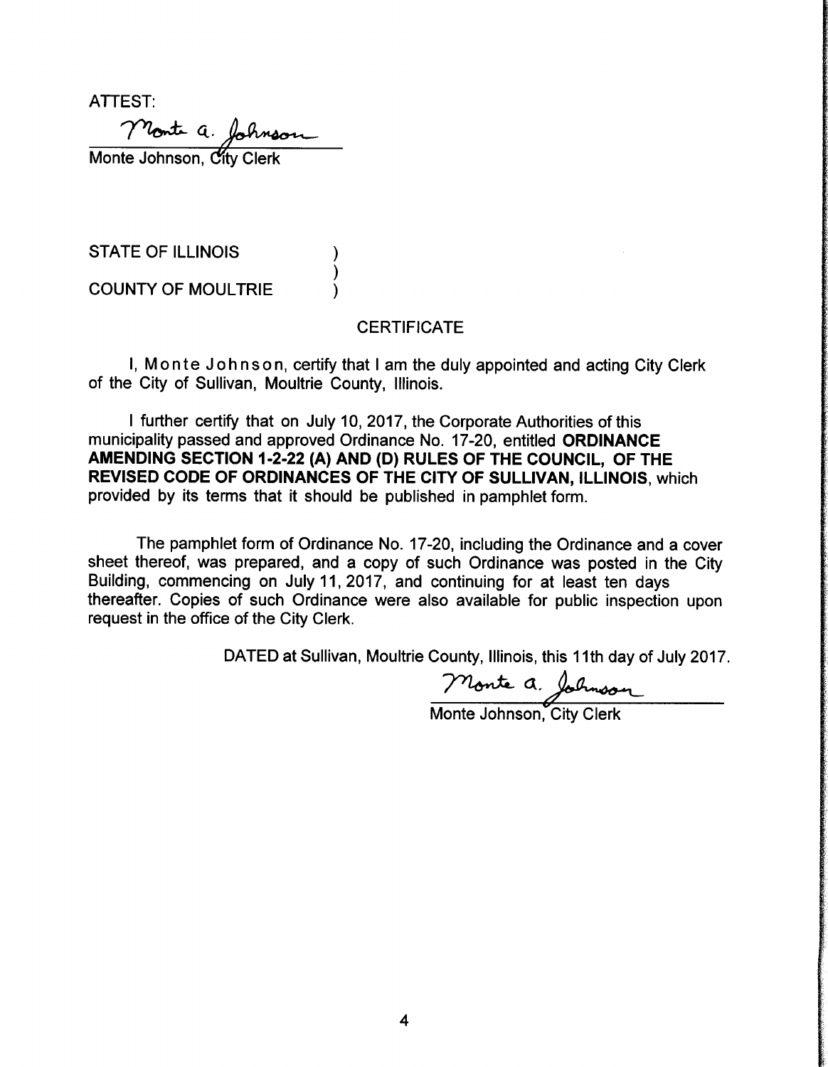ATTEST:

Monte a. Johnson

Monte Johnson, City Clerk

STATE OF ILLINOIS )
)
COUNTY OF MOULTRIE )

CERTIFICATE

I, Monte Johnson, certify that I am the duly appointed and acting City Clerk of the City of Sullivan, Moultrie County, Illinois.

I further certify that on July 10, 2017, the Corporate Authorities of this municipality passed and approved Ordinance No. 17-20, entitled **ORDINANCE AMENDING SECTION 1-2-22 (A) AND (D) RULES OF THE COUNCIL, OF THE REVISED CODE OF ORDINANCES OF THE CITY OF SULLIVAN, ILLINOIS**, which provided by its terms that it should be published in pamphlet form.

The pamphlet form of Ordinance No. 17-20, including the Ordinance and a cover sheet thereof, was prepared, and a copy of such Ordinance was posted in the City Building, commencing on July 11, 2017, and continuing for at least ten days thereafter. Copies of such Ordinance were also available for public inspection upon request in the office of the City Clerk.

DATED at Sullivan, Moultrie County, Illinois, this 11th day of July 2017.

Monte a. Johnson

Monte Johnson, City Clerk